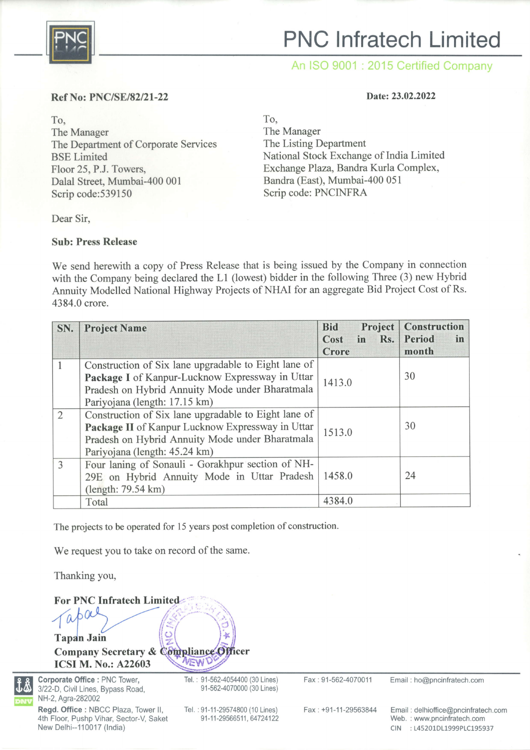# PNC Infratech Limited

An ISO 9001 : 2015 Certified Company

**Ref No: PNC/SE/82/21-22**

**Date: 23.02.2022**

To,
The Manager
The Department of Corporate Services
BSE Limited
Floor 25, P.J. Towers,
Dalal Street, Mumbai-400 001
Scrip code:539150

To,
The Manager
The Listing Department
National Stock Exchange of India Limited
Exchange Plaza, Bandra Kurla Complex,
Bandra (East), Mumbai-400 051
Scrip code: PNCINFRA

Dear Sir,

**Sub: Press Release**

We send herewith a copy of Press Release that is being issued by the Company in connection with the Company being declared the L1 (lowest) bidder in the following Three (3) new Hybrid Annuity Modelled National Highway Projects of NHAI for an aggregate Bid Project Cost of Rs. 4384.0 crore.

| SN. | Project Name | Bid Project Cost in Rs. Crore | Construction Period in month |
|---|---|---|---|
| 1 | Construction of Six lane upgradable to Eight lane of **Package I** of Kanpur-Lucknow Expressway in Uttar Pradesh on Hybrid Annuity Mode under Bharatmala Pariyojana (length: 17.15 km) | 1413.0 | 30 |
| 2 | Construction of Six lane upgradable to Eight lane of **Package II** of Kanpur Lucknow Expressway in Uttar Pradesh on Hybrid Annuity Mode under Bharatmala Pariyojana (length: 45.24 km) | 1513.0 | 30 |
| 3 | Four laning of Sonauli - Gorakhpur section of NH-29E on Hybrid Annuity Mode in Uttar Pradesh (length: 79.54 km) | 1458.0 | 24 |
| | Total | 4384.0 | |

The projects to be operated for 15 years post completion of construction.

We request you to take on record of the same.

Thanking you,

**For PNC Infratech Limited**

**Tapan Jain**
**Company Secretary & Compliance Officer**
**ICSI M. No.: A22603**

**Corporate Office** : PNC Tower, 3/22-D, Civil Lines, Bypass Road, NH-2, Agra-282002 | Tel. : 91-562-4054400 (30 Lines), 91-562-4070000 (30 Lines) | Fax : 91-562-4070011 | Email : ho@pncinfratech.com

**Regd. Office** : NBCC Plaza, Tower II, 4th Floor, Pushp Vihar, Sector-V, Saket New Delhi--110017 (India) | Tel. : 91-11-29574800 (10 Lines), 91-11-29566511, 64724122 | Fax : +91-11-29563844 | Email : delhioffice@pncinfratech.com | Web. : www.pncinfratech.com | CIN : L45201DL1999PLC195937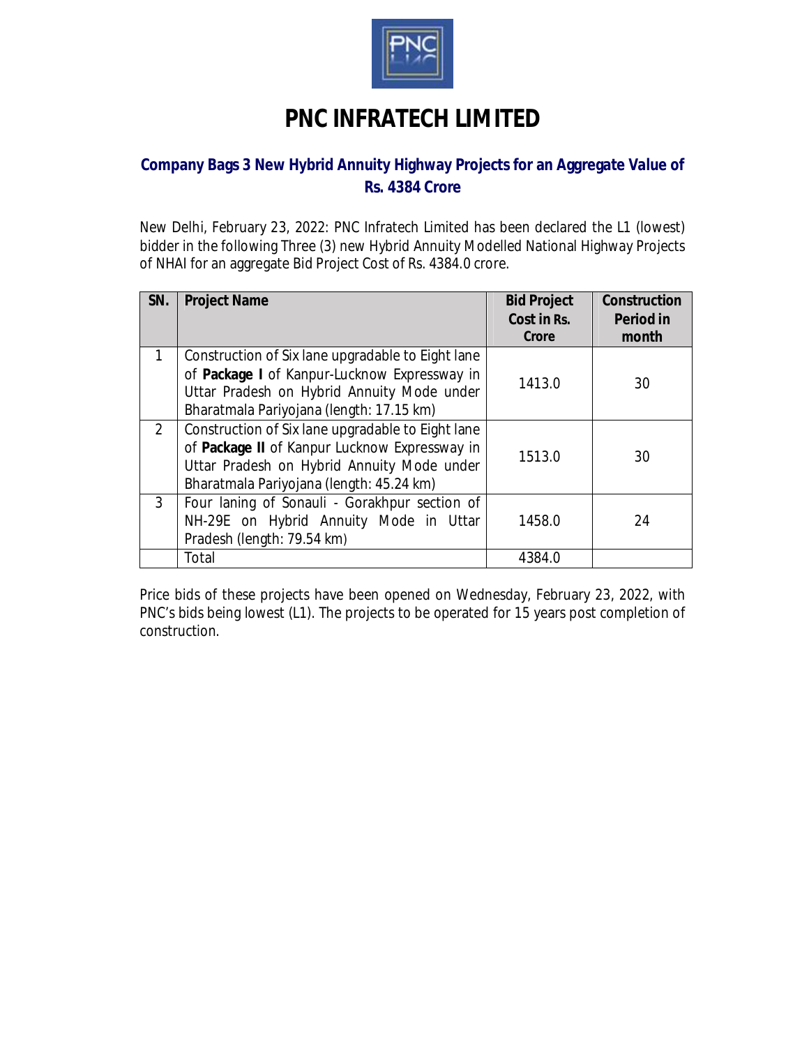# PNC INFRATECH LIMITED

## Company Bags 3 New Hybrid Annuity Highway Projects for an Aggregate Value of Rs. 4384 Crore

New Delhi, February 23, 2022: PNC Infratech Limited has been declared the L1 (lowest) bidder in the following Three (3) new Hybrid Annuity Modelled National Highway Projects of NHAI for an aggregate Bid Project Cost of Rs. 4384.0 crore.

| SN. | Project Name | Bid Project Cost in Rs. Crore | Construction Period in month |
|---|---|---|---|
| 1 | Construction of Six lane upgradable to Eight lane of **Package I** of Kanpur-Lucknow Expressway in Uttar Pradesh on Hybrid Annuity Mode under Bharatmala Pariyojana (length: 17.15 km) | 1413.0 | 30 |
| 2 | Construction of Six lane upgradable to Eight lane of **Package II** of Kanpur Lucknow Expressway in Uttar Pradesh on Hybrid Annuity Mode under Bharatmala Pariyojana (length: 45.24 km) | 1513.0 | 30 |
| 3 | Four laning of Sonauli - Gorakhpur section of NH-29E on Hybrid Annuity Mode in Uttar Pradesh (length: 79.54 km) | 1458.0 | 24 |
| | Total | 4384.0 | |

Price bids of these projects have been opened on Wednesday, February 23, 2022, with PNC's bids being lowest (L1). The projects to be operated for 15 years post completion of construction.